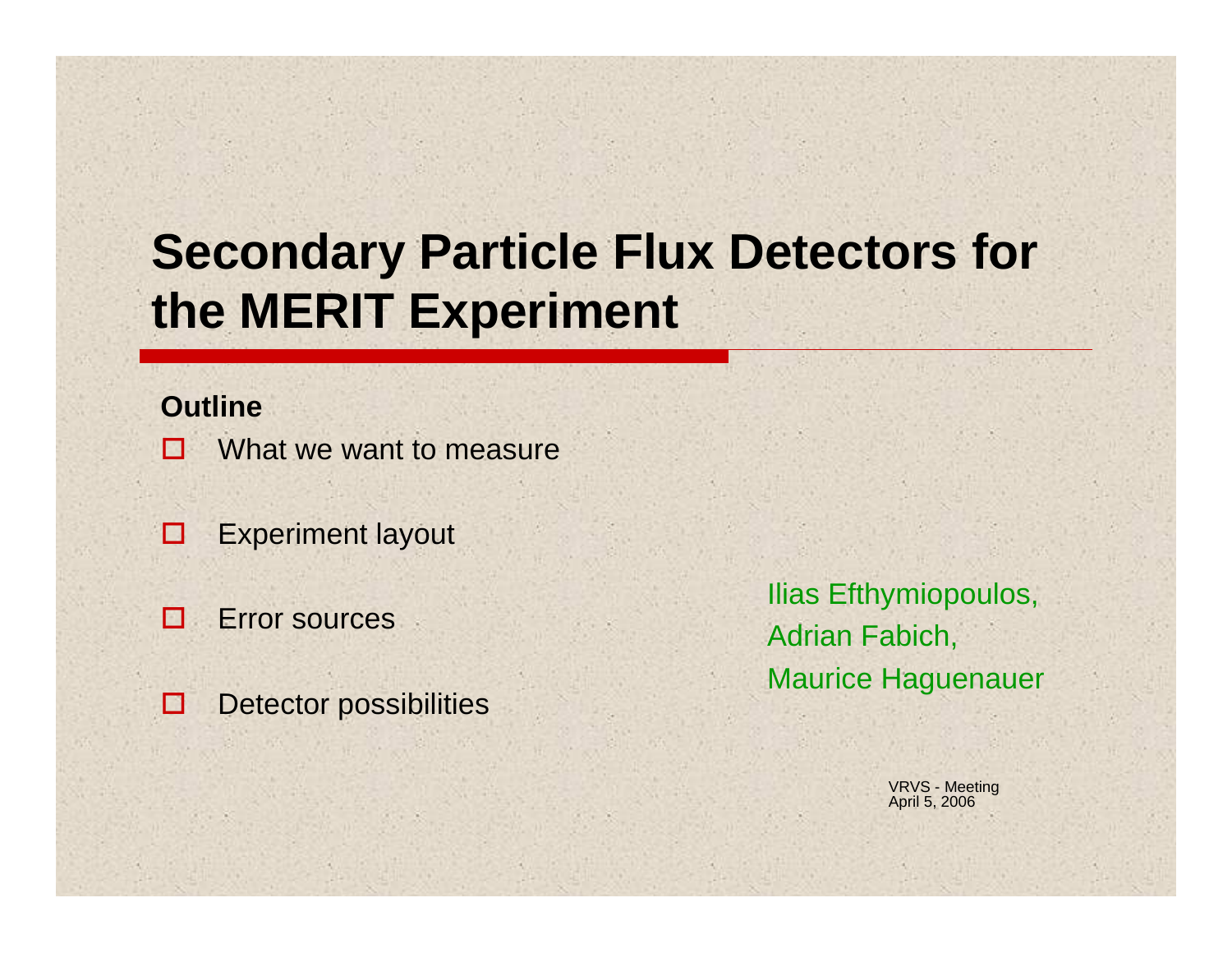# Secondary Particle Flux Detectors for the MERIT Experiment

**Outline**

- What we want to measure
- Experiment layout
- Error sources
- Detector possibilities

Ilias Efthymiopoulos,
Adrian Fabich,
Maurice Haguenauer

VRVS - Meeting
April 5, 2006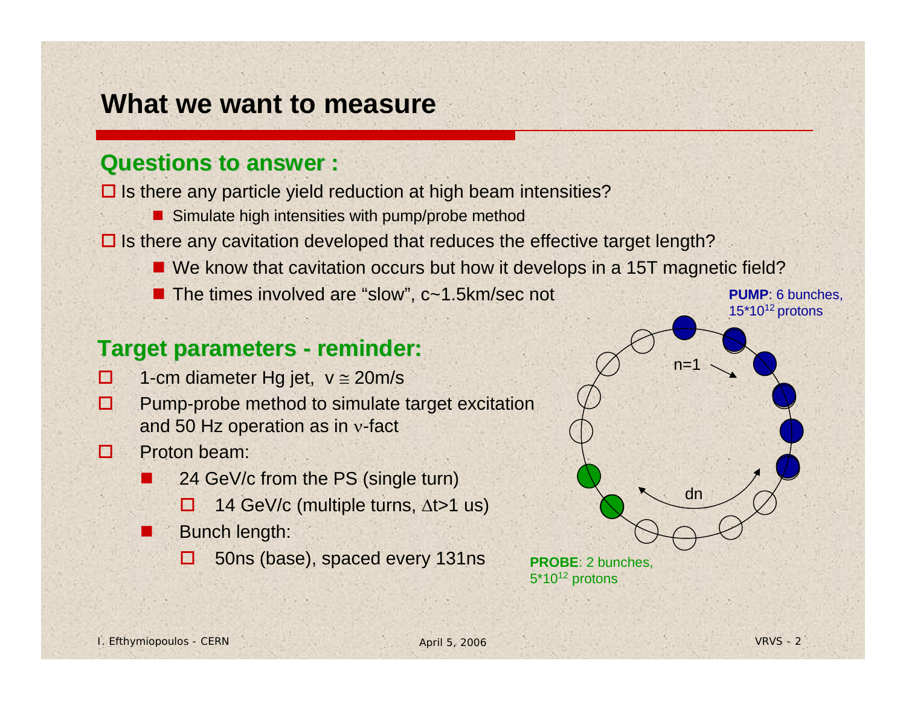# What we want to measure

## Questions to answer :

- Is there any particle yield reduction at high beam intensities?
  - Simulate high intensities with pump/probe method
- Is there any cavitation developed that reduces the effective target length?
  - We know that cavitation occurs but how it develops in a 15T magnetic field?
  - The times involved are "slow", c~1.5km/sec not

## Target parameters - reminder:

- 1-cm diameter Hg jet, $v \cong 20$m/s
- Pump-probe method to simulate target excitation and 50 Hz operation as in $\nu$-fact
- Proton beam:
  - 24 GeV/c from the PS (single turn)
    - 14 GeV/c (multiple turns, $\Delta$t>1 us)
  - Bunch length:
    - 50ns (base), spaced every 131ns

**PUMP**: 6 bunches, $15 \cdot 10^{12}$ protons

n=1

dn

**PROBE**: 2 bunches, $5 \cdot 10^{12}$ protons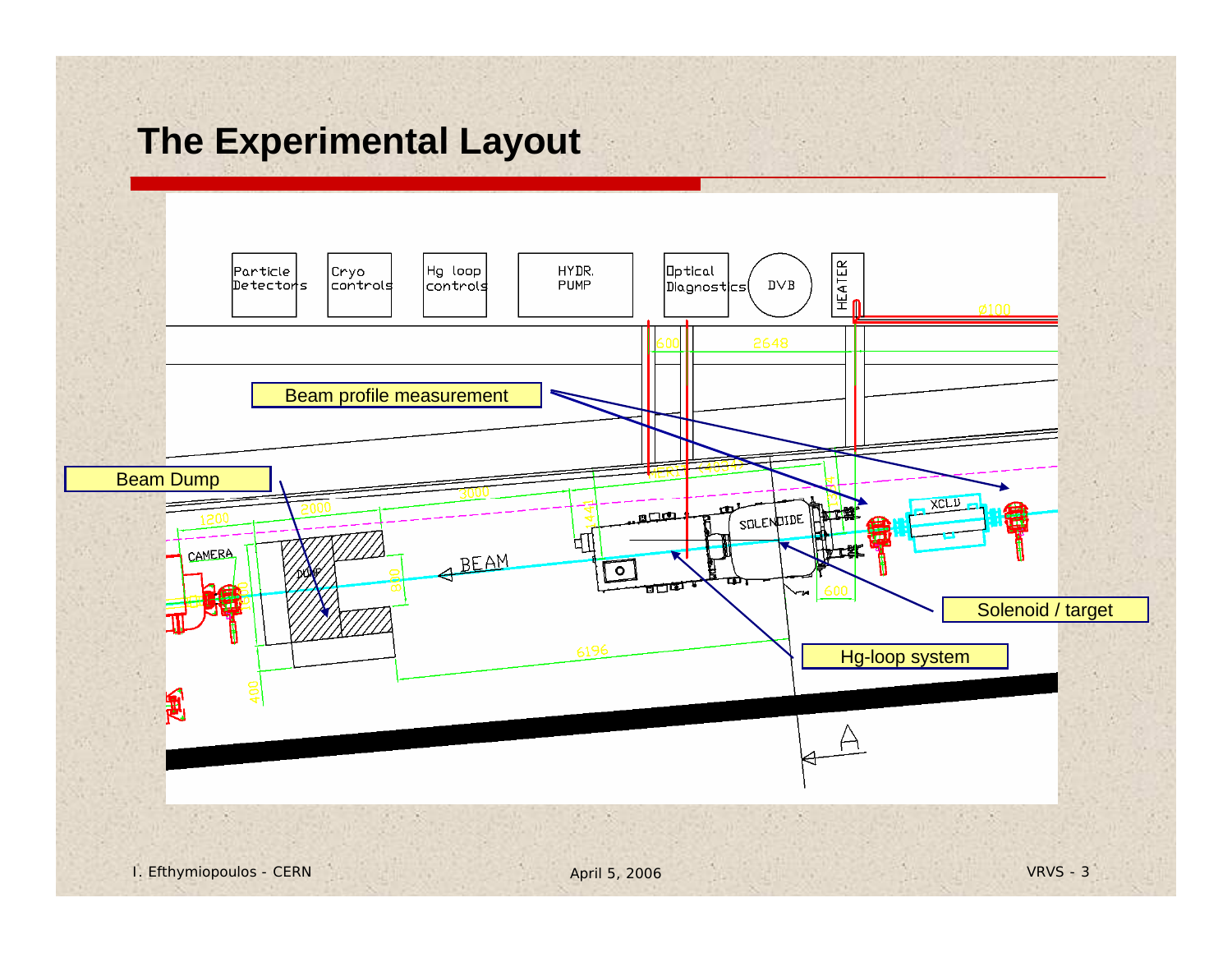# The Experimental Layout

Particle Detectors

Cryo controls

Hg loop controls

HYDR. PUMP

Optical Diagnostics

DVB

HEATER

Beam profile measurement

Beam Dump

Solenoid / target

Hg-loop system

CAMERA

DUMP

BEAM

SOLENOIDE

XCLD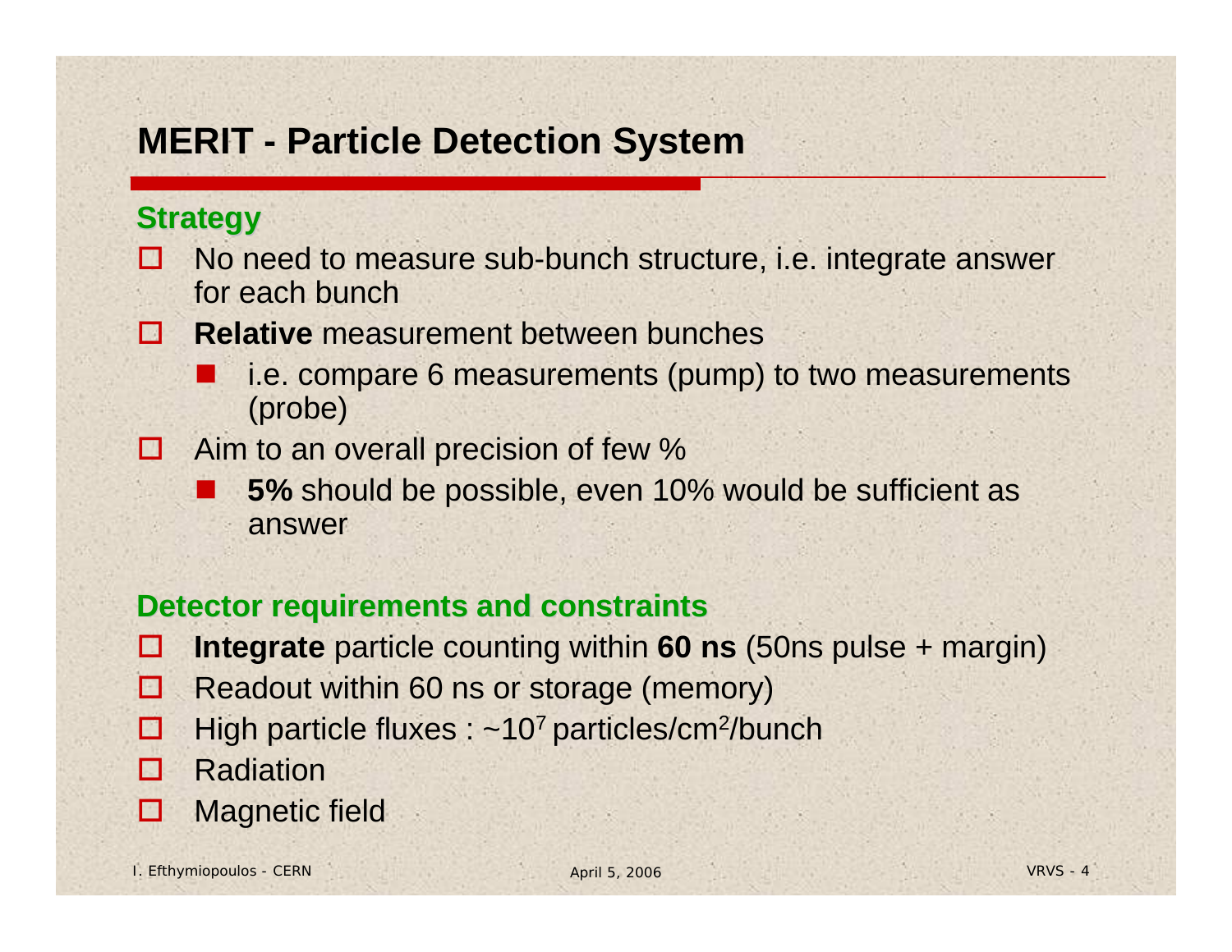# MERIT - Particle Detection System

## Strategy

- No need to measure sub-bunch structure, i.e. integrate answer for each bunch
- **Relative** measurement between bunches
  - i.e. compare 6 measurements (pump) to two measurements (probe)
- Aim to an overall precision of few %
  - **5%** should be possible, even 10% would be sufficient as answer

## Detector requirements and constraints

- **Integrate** particle counting within **60 ns** (50ns pulse + margin)
- Readout within 60 ns or storage (memory)
- High particle fluxes : ~$10^7$ particles/cm$^2$/bunch
- Radiation
- Magnetic field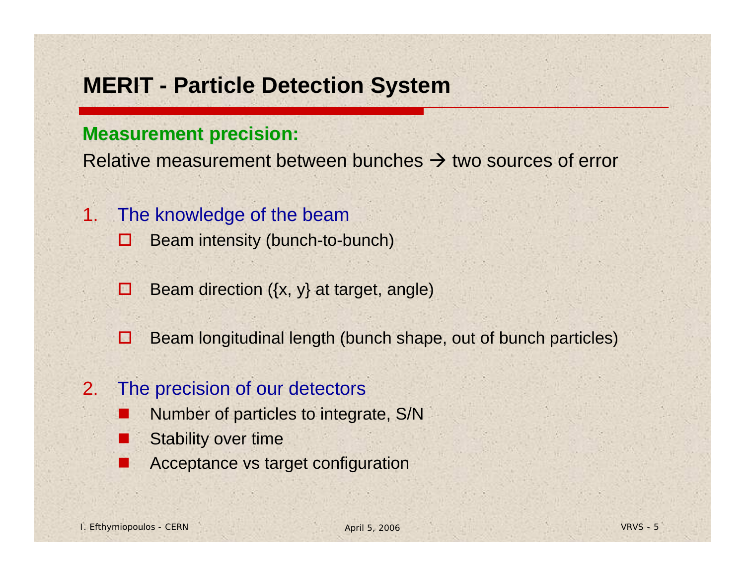# MERIT - Particle Detection System

**Measurement precision:**

Relative measurement between bunches → two sources of error

1. The knowledge of the beam
   - Beam intensity (bunch-to-bunch)
   - Beam direction ({x, y} at target, angle)
   - Beam longitudinal length (bunch shape, out of bunch particles)
2. The precision of our detectors
   - Number of particles to integrate, S/N
   - Stability over time
   - Acceptance vs target configuration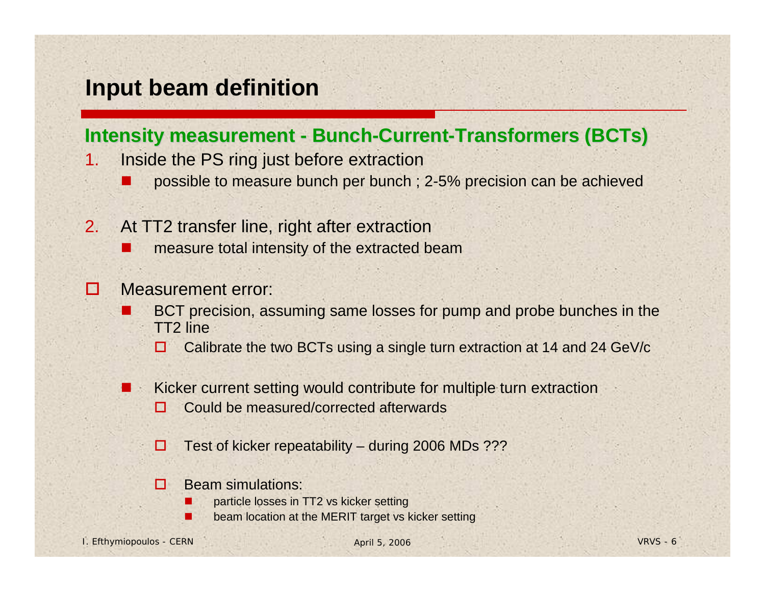# Input beam definition

## Intensity measurement - Bunch-Current-Transformers (BCTs)

1. Inside the PS ring just before extraction
   - possible to measure bunch per bunch ; 2-5% precision can be achieved

2. At TT2 transfer line, right after extraction
   - measure total intensity of the extracted beam

- Measurement error:
  - BCT precision, assuming same losses for pump and probe bunches in the TT2 line
    - Calibrate the two BCTs using a single turn extraction at 14 and 24 GeV/c
  - Kicker current setting would contribute for multiple turn extraction
    - Could be measured/corrected afterwards
    - Test of kicker repeatability – during 2006 MDs ???
    - Beam simulations:
      - particle losses in TT2 vs kicker setting
      - beam location at the MERIT target vs kicker setting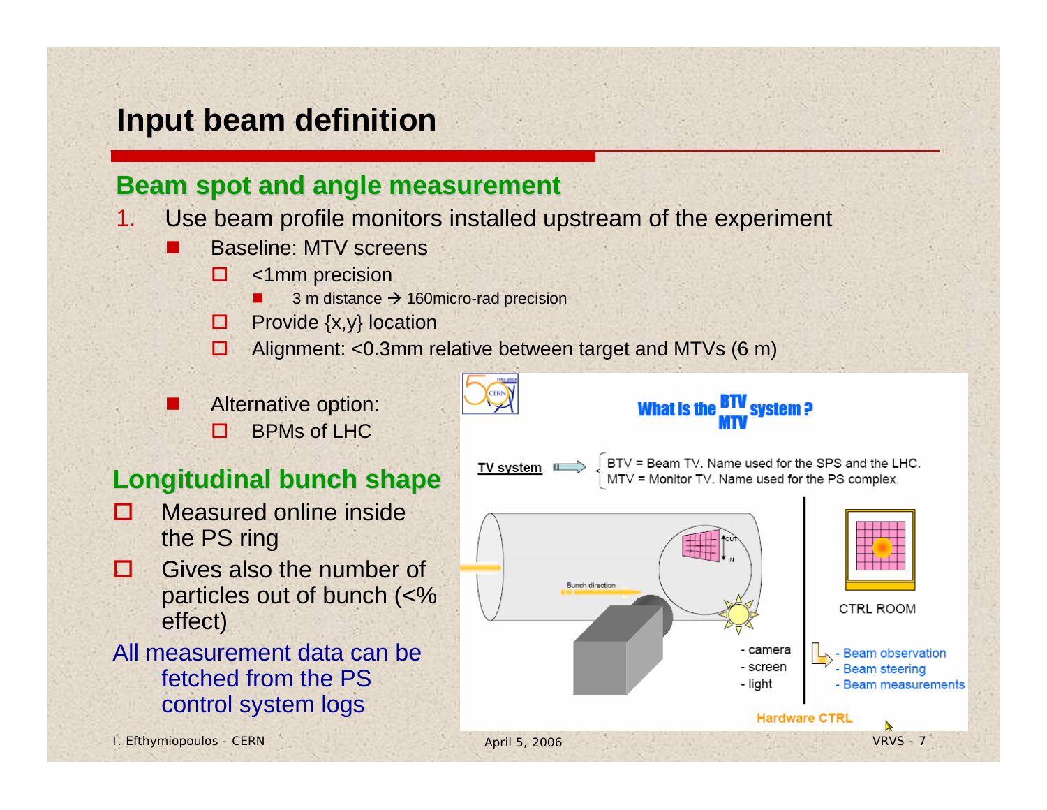# Input beam definition

## Beam spot and angle measurement

1. Use beam profile monitors installed upstream of the experiment
   - Baseline: MTV screens
     - <1mm precision
       - 3 m distance → 160micro-rad precision
     - Provide {x,y} location
     - Alignment: <0.3mm relative between target and MTVs (6 m)
   - Alternative option:
     - BPMs of LHC

## Longitudinal bunch shape

- Measured online inside the PS ring
- Gives also the number of particles out of bunch (<% effect)

All measurement data can be fetched from the PS control system logs

What is the BTV / MTV system ?

TV system → BTV = Beam TV. Name used for the SPS and the LHC. MTV = Monitor TV. Name used for the PS complex.

Bunch direction

OUT

IN

- camera
- screen
- light

CTRL ROOM

- Beam observation
- Beam steering
- Beam measurements

Hardware CTRL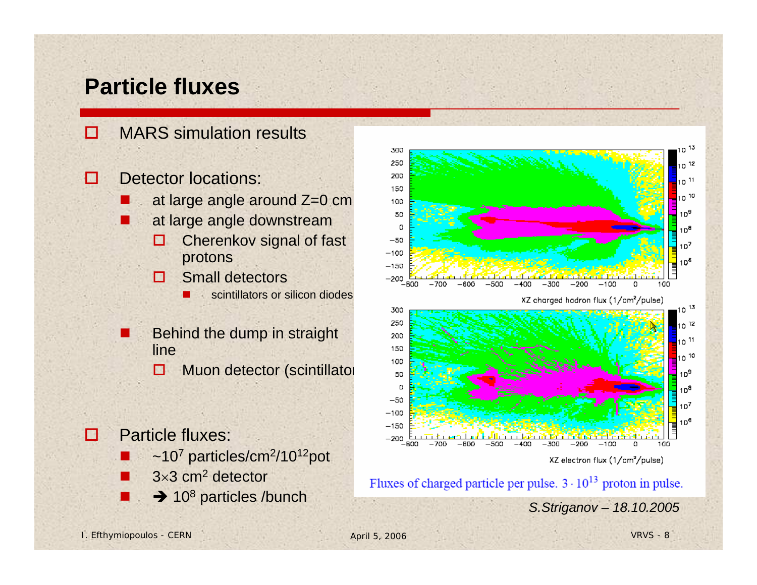# Particle fluxes

- MARS simulation results

- Detector locations:
  - at large angle around Z=0 cm
  - at large angle downstream
    - Cherenkov signal of fast protons
    - Small detectors
      - scintillators or silicon diodes
  - Behind the dump in straight line
    - Muon detector (scintillator

- Particle fluxes:
  - ~$10^7$ particles/cm$^2$/$10^{12}$pot
  - $3\times3$ cm$^2$ detector
  - ➔ $10^8$ particles /bunch

XZ charged hadron flux (1/cm²/pulse)

XZ electron flux (1/cm²/pulse)

Fluxes of charged particle per pulse. $3 \cdot 10^{13}$ proton in pulse.

*S.Striganov – 18.10.2005*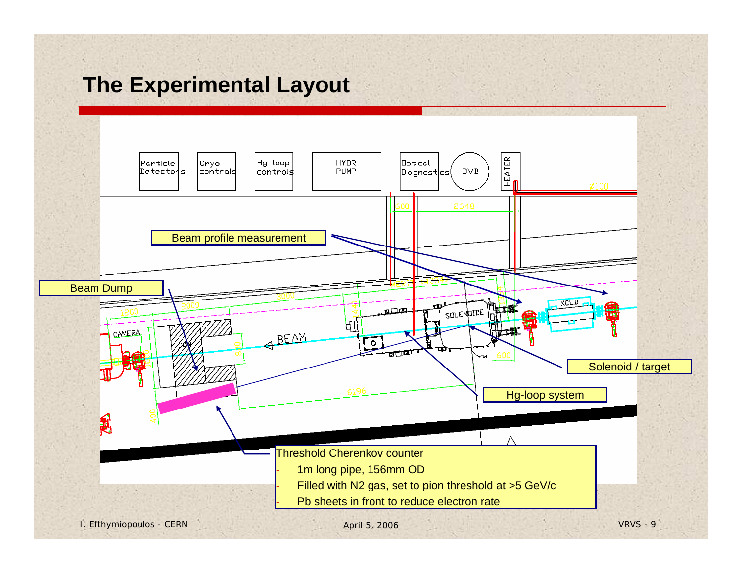# The Experimental Layout

Particle Detectors

Cryo controls

Hg loop controls

HYDR. PUMP

Optical Diagnostics

DVB

HEATER

ø100

600

2648

Beam profile measurement

Beam Dump

1200

2000

3000

CAMERA

DUMP

800

BEAM

SOLENOIDE

XCLD

600

6196

400

Solenoid / target

Hg-loop system

Threshold Cherenkov counter

- 1m long pipe, 156mm OD
- Filled with N2 gas, set to pion threshold at >5 GeV/c
- Pb sheets in front to reduce electron rate

I. Efthymiopoulos - CERN

April 5, 2006